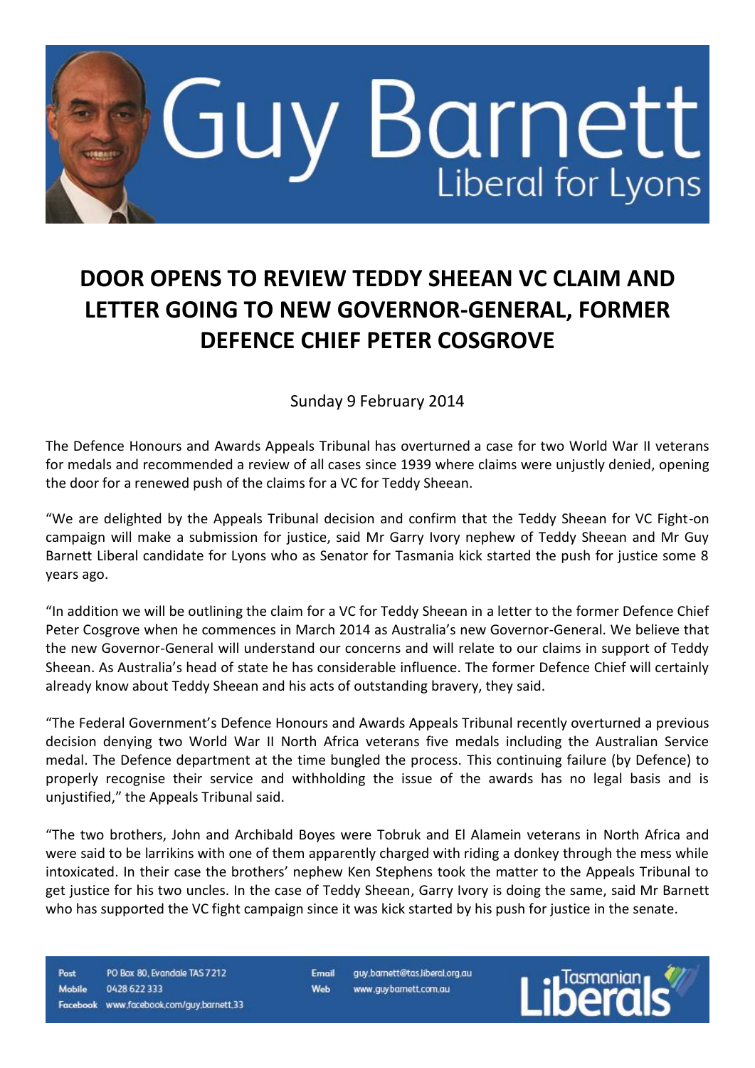# Guy Barnett
## Liberal for Lyons

# DOOR OPENS TO REVIEW TEDDY SHEEAN VC CLAIM AND LETTER GOING TO NEW GOVERNOR-GENERAL, FORMER DEFENCE CHIEF PETER COSGROVE

Sunday 9 February 2014

The Defence Honours and Awards Appeals Tribunal has overturned a case for two World War II veterans for medals and recommended a review of all cases since 1939 where claims were unjustly denied, opening the door for a renewed push of the claims for a VC for Teddy Sheean.

"We are delighted by the Appeals Tribunal decision and confirm that the Teddy Sheean for VC Fight-on campaign will make a submission for justice, said Mr Garry Ivory nephew of Teddy Sheean and Mr Guy Barnett Liberal candidate for Lyons who as Senator for Tasmania kick started the push for justice some 8 years ago.

"In addition we will be outlining the claim for a VC for Teddy Sheean in a letter to the former Defence Chief Peter Cosgrove when he commences in March 2014 as Australia's new Governor-General. We believe that the new Governor-General will understand our concerns and will relate to our claims in support of Teddy Sheean. As Australia's head of state he has considerable influence. The former Defence Chief will certainly already know about Teddy Sheean and his acts of outstanding bravery, they said.

"The Federal Government's Defence Honours and Awards Appeals Tribunal recently overturned a previous decision denying two World War II North Africa veterans five medals including the Australian Service medal. The Defence department at the time bungled the process. This continuing failure (by Defence) to properly recognise their service and withholding the issue of the awards has no legal basis and is unjustified," the Appeals Tribunal said.

"The two brothers, John and Archibald Boyes were Tobruk and El Alamein veterans in North Africa and were said to be larrikins with one of them apparently charged with riding a donkey through the mess while intoxicated. In their case the brothers' nephew Ken Stephens took the matter to the Appeals Tribunal to get justice for his two uncles. In the case of Teddy Sheean, Garry Ivory is doing the same, said Mr Barnett who has supported the VC fight campaign since it was kick started by his push for justice in the senate.

Post PO Box 80, Evandale TAS 7212
Mobile 0428 622 333
Facebook www.facebook.com/guy.barnett.33
Email guy.barnett@tas.liberal.org.au
Web www.guybarnett.com.au

Tasmanian Liberals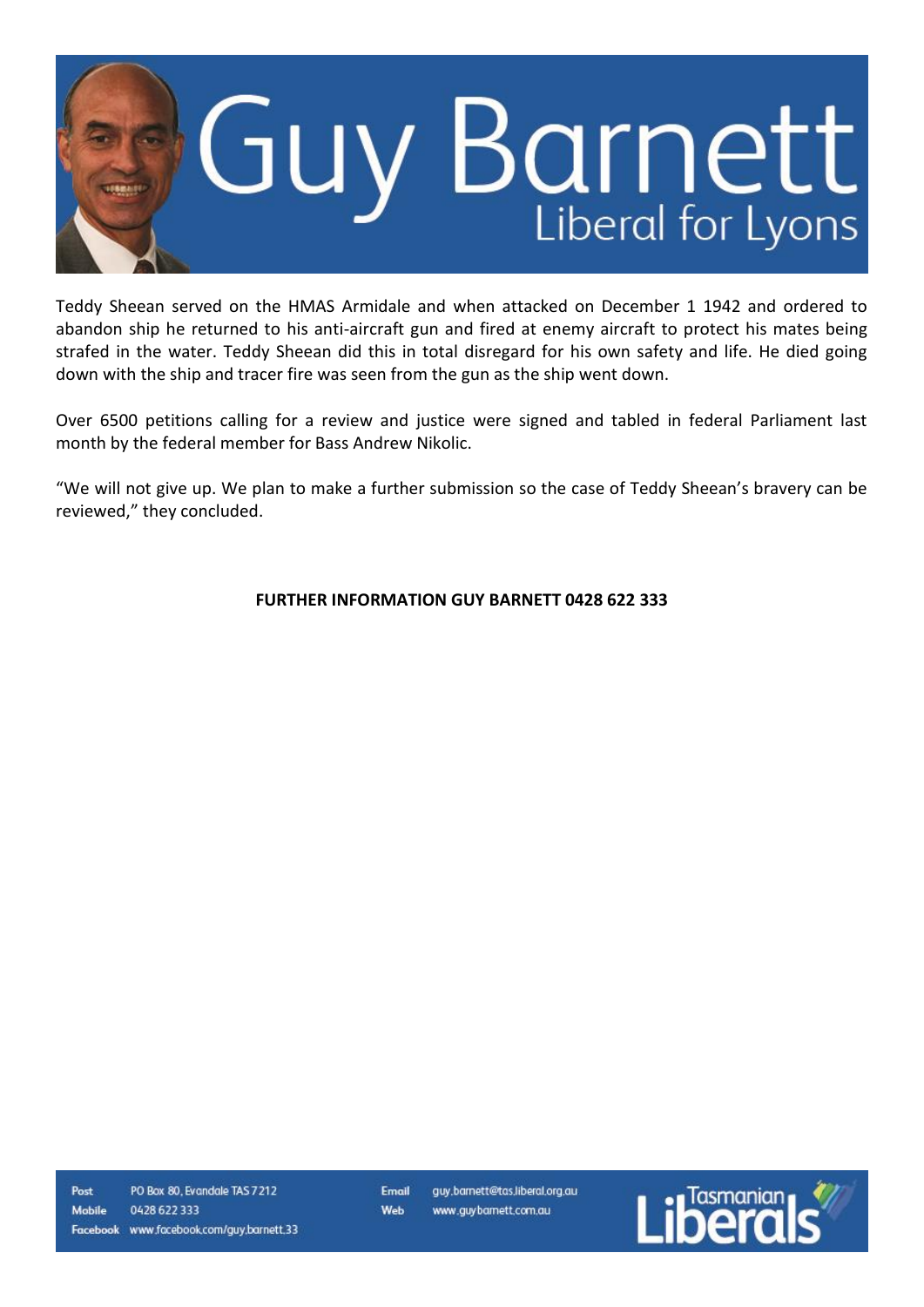Teddy Sheean served on the HMAS Armidale and when attacked on December 1 1942 and ordered to abandon ship he returned to his anti-aircraft gun and fired at enemy aircraft to protect his mates being strafed in the water. Teddy Sheean did this in total disregard for his own safety and life. He died going down with the ship and tracer fire was seen from the gun as the ship went down.

Over 6500 petitions calling for a review and justice were signed and tabled in federal Parliament last month by the federal member for Bass Andrew Nikolic.

"We will not give up. We plan to make a further submission so the case of Teddy Sheean's bravery can be reviewed," they concluded.

**FURTHER INFORMATION GUY BARNETT 0428 622 333**